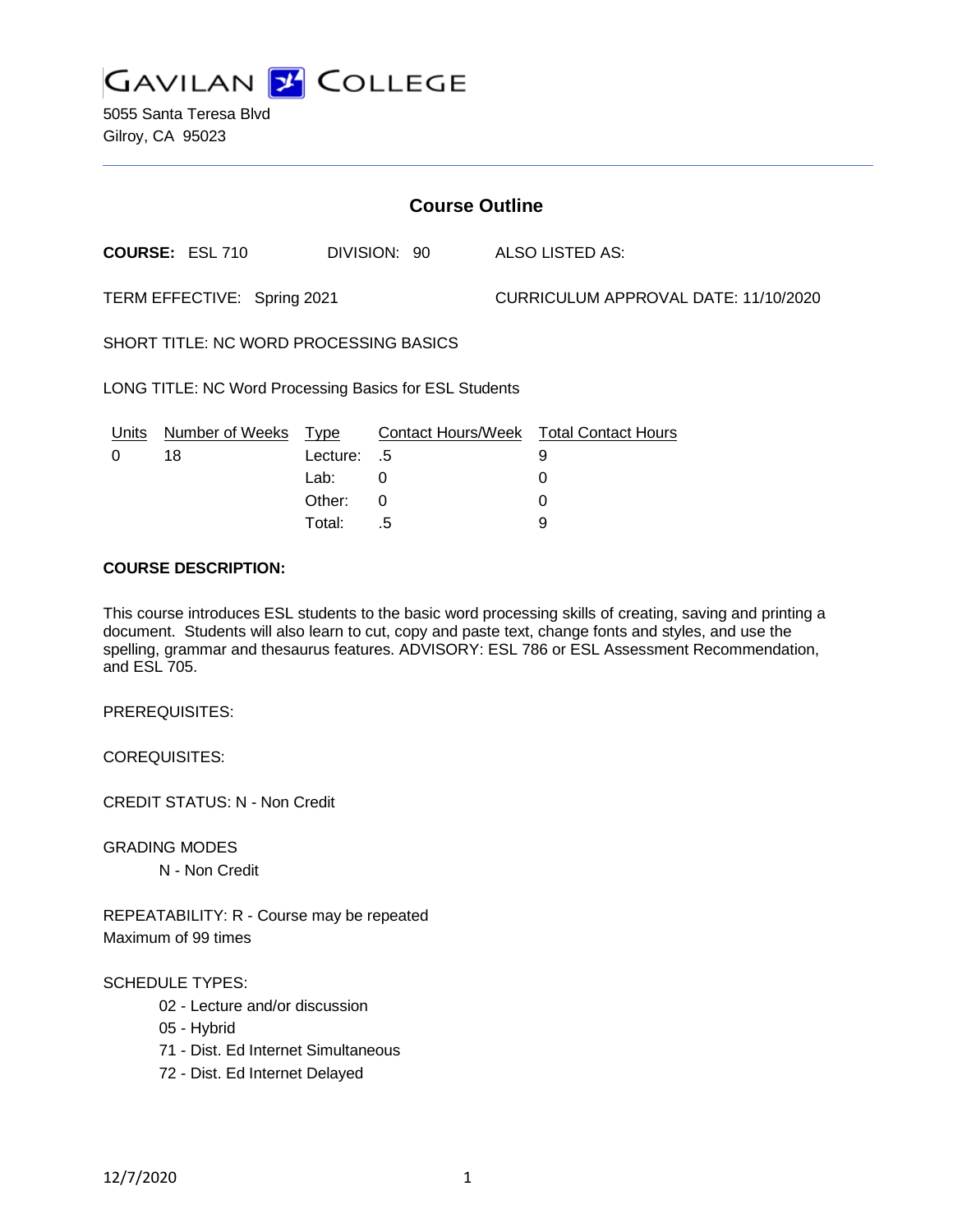# GAVILAN COLLEGE

5055 Santa Teresa Blvd
Gilroy, CA 95023

## Course Outline

**COURSE:** ESL 710 DIVISION: 90 ALSO LISTED AS:

TERM EFFECTIVE: Spring 2021 CURRICULUM APPROVAL DATE: 11/10/2020

SHORT TITLE: NC WORD PROCESSING BASICS

LONG TITLE: NC Word Processing Basics for ESL Students

| Units | Number of Weeks | Type | Contact Hours/Week | Total Contact Hours |
|---|---|---|---|---|
| 0 | 18 | Lecture: | .5 | 9 |
| | | Lab: | 0 | 0 |
| | | Other: | 0 | 0 |
| | | Total: | .5 | 9 |

**COURSE DESCRIPTION:**

This course introduces ESL students to the basic word processing skills of creating, saving and printing a document. Students will also learn to cut, copy and paste text, change fonts and styles, and use the spelling, grammar and thesaurus features. ADVISORY: ESL 786 or ESL Assessment Recommendation, and ESL 705.

PREREQUISITES:

COREQUISITES:

CREDIT STATUS: N - Non Credit

GRADING MODES

N - Non Credit

REPEATABILITY: R - Course may be repeated
Maximum of 99 times

SCHEDULE TYPES:

02 - Lecture and/or discussion
05 - Hybrid
71 - Dist. Ed Internet Simultaneous
72 - Dist. Ed Internet Delayed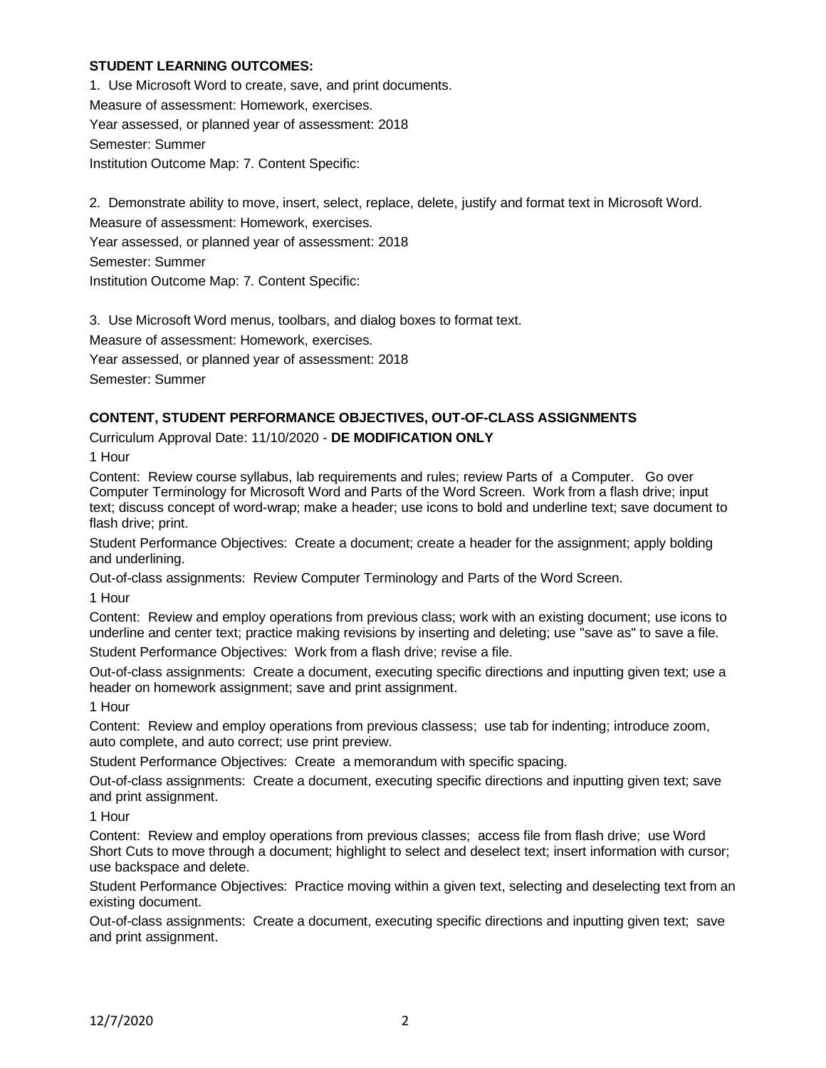**STUDENT LEARNING OUTCOMES:**

1. Use Microsoft Word to create, save, and print documents.

Measure of assessment: Homework, exercises.

Year assessed, or planned year of assessment: 2018

Semester: Summer

Institution Outcome Map: 7. Content Specific:

2. Demonstrate ability to move, insert, select, replace, delete, justify and format text in Microsoft Word.

Measure of assessment: Homework, exercises.

Year assessed, or planned year of assessment: 2018

Semester: Summer

Institution Outcome Map: 7. Content Specific:

3. Use Microsoft Word menus, toolbars, and dialog boxes to format text.

Measure of assessment: Homework, exercises.

Year assessed, or planned year of assessment: 2018

Semester: Summer

**CONTENT, STUDENT PERFORMANCE OBJECTIVES, OUT-OF-CLASS ASSIGNMENTS**

Curriculum Approval Date: 11/10/2020 - **DE MODIFICATION ONLY**

1 Hour

Content: Review course syllabus, lab requirements and rules; review Parts of a Computer. Go over Computer Terminology for Microsoft Word and Parts of the Word Screen. Work from a flash drive; input text; discuss concept of word-wrap; make a header; use icons to bold and underline text; save document to flash drive; print.

Student Performance Objectives: Create a document; create a header for the assignment; apply bolding and underlining.

Out-of-class assignments: Review Computer Terminology and Parts of the Word Screen.

1 Hour

Content: Review and employ operations from previous class; work with an existing document; use icons to underline and center text; practice making revisions by inserting and deleting; use "save as" to save a file.

Student Performance Objectives: Work from a flash drive; revise a file.

Out-of-class assignments: Create a document, executing specific directions and inputting given text; use a header on homework assignment; save and print assignment.

1 Hour

Content: Review and employ operations from previous classess; use tab for indenting; introduce zoom, auto complete, and auto correct; use print preview.

Student Performance Objectives: Create a memorandum with specific spacing.

Out-of-class assignments: Create a document, executing specific directions and inputting given text; save and print assignment.

1 Hour

Content: Review and employ operations from previous classes; access file from flash drive; use Word Short Cuts to move through a document; highlight to select and deselect text; insert information with cursor; use backspace and delete.

Student Performance Objectives: Practice moving within a given text, selecting and deselecting text from an existing document.

Out-of-class assignments: Create a document, executing specific directions and inputting given text; save and print assignment.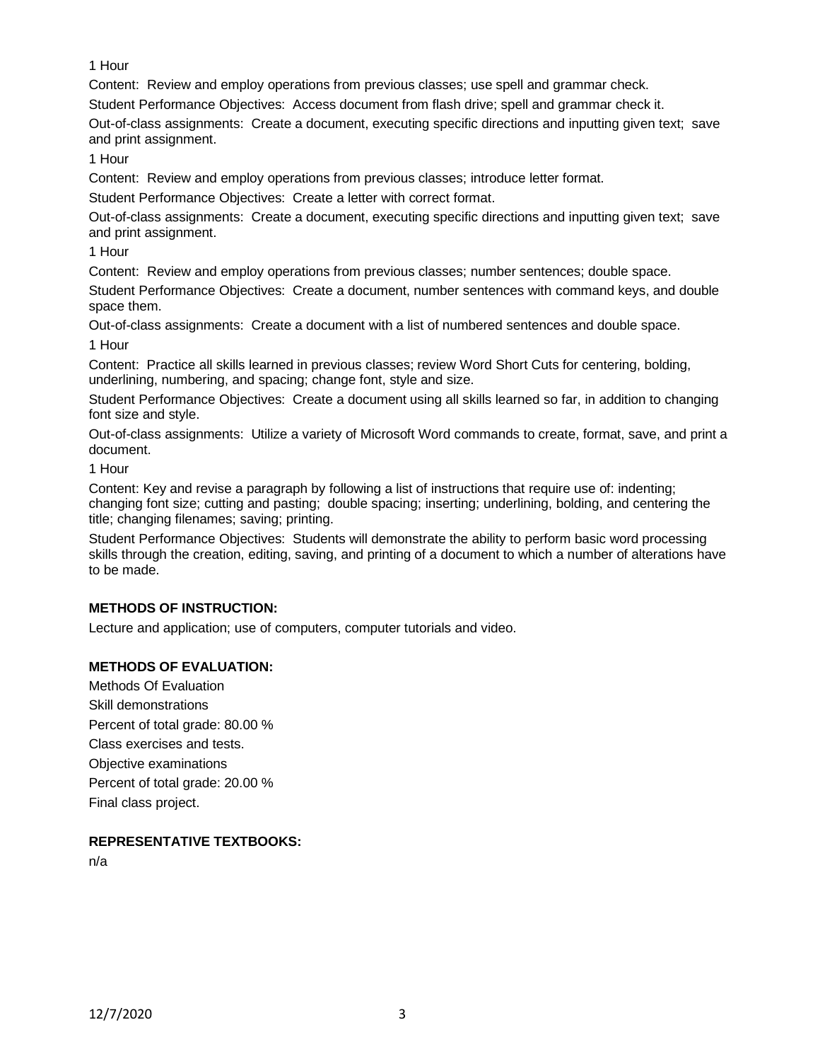1 Hour

Content:  Review and employ operations from previous classes; use spell and grammar check.

Student Performance Objectives:  Access document from flash drive; spell and grammar check it.

Out-of-class assignments:  Create a document, executing specific directions and inputting given text;  save and print assignment.

1 Hour

Content:  Review and employ operations from previous classes; introduce letter format.

Student Performance Objectives:  Create a letter with correct format.

Out-of-class assignments:  Create a document, executing specific directions and inputting given text;  save and print assignment.

1 Hour

Content:  Review and employ operations from previous classes; number sentences; double space.

Student Performance Objectives:  Create a document, number sentences with command keys, and double space them.

Out-of-class assignments:  Create a document with a list of numbered sentences and double space.

1 Hour

Content:  Practice all skills learned in previous classes; review Word Short Cuts for centering, bolding, underlining, numbering, and spacing; change font, style and size.

Student Performance Objectives:  Create a document using all skills learned so far, in addition to changing font size and style.

Out-of-class assignments:  Utilize a variety of Microsoft Word commands to create, format, save, and print a document.

1 Hour

Content: Key and revise a paragraph by following a list of instructions that require use of: indenting; changing font size; cutting and pasting;  double spacing; inserting; underlining, bolding, and centering the title; changing filenames; saving; printing.

Student Performance Objectives:  Students will demonstrate the ability to perform basic word processing skills through the creation, editing, saving, and printing of a document to which a number of alterations have to be made.

**METHODS OF INSTRUCTION:**

Lecture and application; use of computers, computer tutorials and video.

**METHODS OF EVALUATION:**

Methods Of Evaluation

Skill demonstrations

Percent of total grade: 80.00 %

Class exercises and tests.

Objective examinations

Percent of total grade: 20.00 %

Final class project.

**REPRESENTATIVE TEXTBOOKS:**

n/a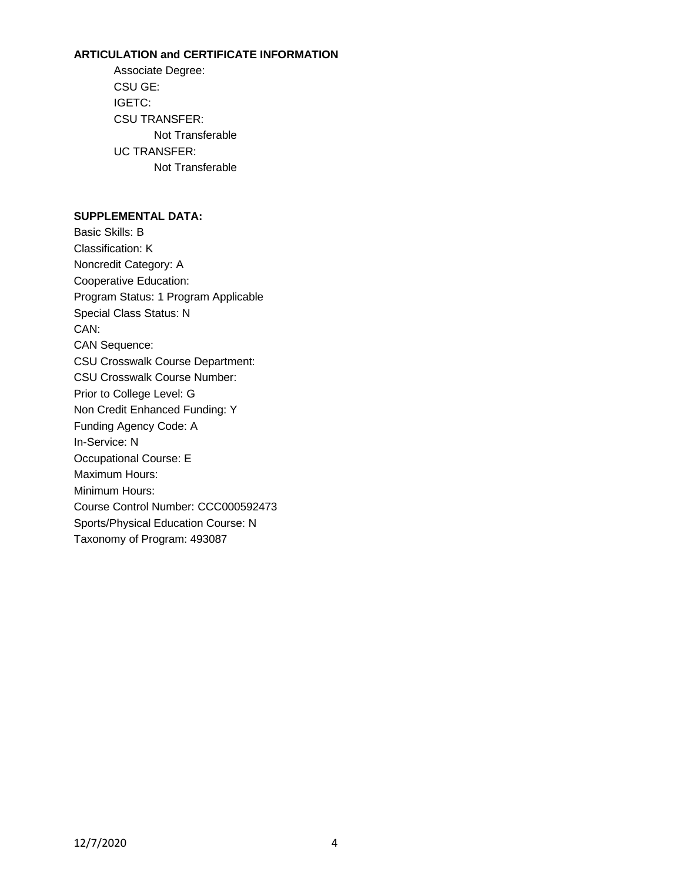**ARTICULATION and CERTIFICATE INFORMATION**

Associate Degree:
CSU GE:
IGETC:
CSU TRANSFER:
Not Transferable
UC TRANSFER:
Not Transferable

**SUPPLEMENTAL DATA:**

Basic Skills: B
Classification: K
Noncredit Category: A
Cooperative Education:
Program Status: 1 Program Applicable
Special Class Status: N
CAN:
CAN Sequence:
CSU Crosswalk Course Department:
CSU Crosswalk Course Number:
Prior to College Level: G
Non Credit Enhanced Funding: Y
Funding Agency Code: A
In-Service: N
Occupational Course: E
Maximum Hours:
Minimum Hours:
Course Control Number: CCC000592473
Sports/Physical Education Course: N
Taxonomy of Program: 493087